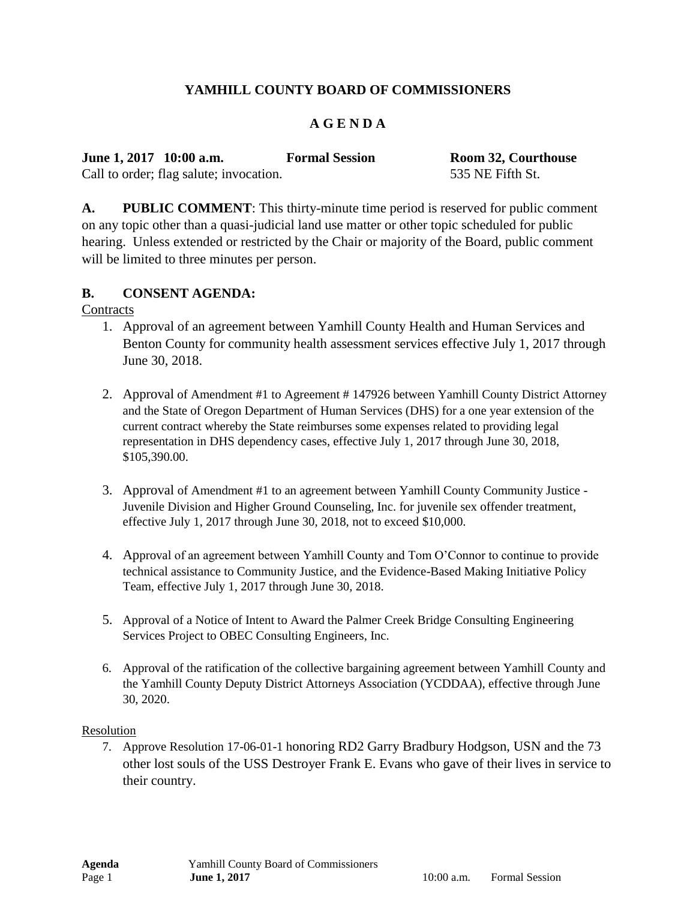**YAMHILL COUNTY BOARD OF COMMISSIONERS**

**A G E N D A**

**June 1, 2017 10:00 a.m.** **Formal Session** **Room 32, Courthouse**

Call to order; flag salute; invocation. 535 NE Fifth St.

**A. PUBLIC COMMENT**: This thirty-minute time period is reserved for public comment on any topic other than a quasi-judicial land use matter or other topic scheduled for public hearing. Unless extended or restricted by the Chair or majority of the Board, public comment will be limited to three minutes per person.

**B. CONSENT AGENDA:**

Contracts

1. Approval of an agreement between Yamhill County Health and Human Services and Benton County for community health assessment services effective July 1, 2017 through June 30, 2018.

2. Approval of Amendment #1 to Agreement # 147926 between Yamhill County District Attorney and the State of Oregon Department of Human Services (DHS) for a one year extension of the current contract whereby the State reimburses some expenses related to providing legal representation in DHS dependency cases, effective July 1, 2017 through June 30, 2018, $105,390.00.

3. Approval of Amendment #1 to an agreement between Yamhill County Community Justice - Juvenile Division and Higher Ground Counseling, Inc. for juvenile sex offender treatment, effective July 1, 2017 through June 30, 2018, not to exceed $10,000.

4. Approval of an agreement between Yamhill County and Tom O'Connor to continue to provide technical assistance to Community Justice, and the Evidence-Based Making Initiative Policy Team, effective July 1, 2017 through June 30, 2018.

5. Approval of a Notice of Intent to Award the Palmer Creek Bridge Consulting Engineering Services Project to OBEC Consulting Engineers, Inc.

6. Approval of the ratification of the collective bargaining agreement between Yamhill County and the Yamhill County Deputy District Attorneys Association (YCDDAA), effective through June 30, 2020.

Resolution

7. Approve Resolution 17-06-01-1 honoring RD2 Garry Bradbury Hodgson, USN and the 73 other lost souls of the USS Destroyer Frank E. Evans who gave of their lives in service to their country.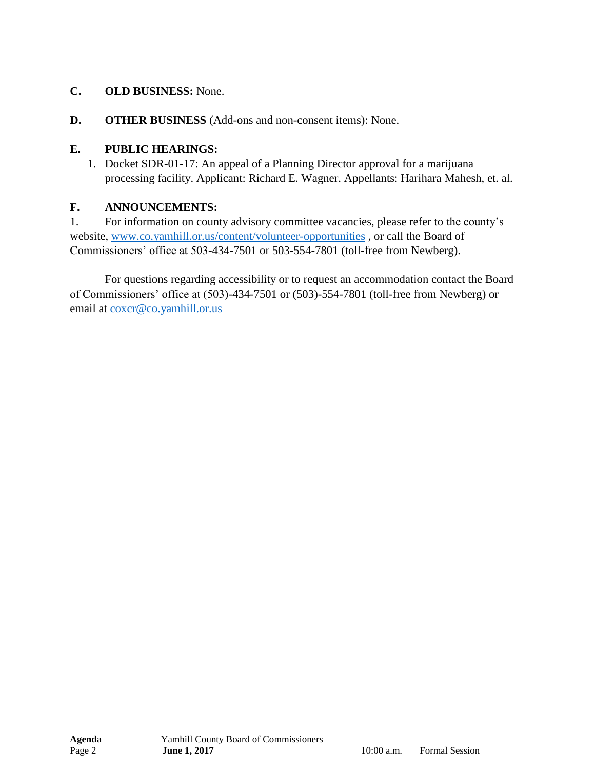**C. OLD BUSINESS:** None.

**D. OTHER BUSINESS** (Add-ons and non-consent items): None.

**E. PUBLIC HEARINGS:**

1. Docket SDR-01-17: An appeal of a Planning Director approval for a marijuana processing facility. Applicant: Richard E. Wagner. Appellants: Harihara Mahesh, et. al.

**F. ANNOUNCEMENTS:**

1. For information on county advisory committee vacancies, please refer to the county's website, www.co.yamhill.or.us/content/volunteer-opportunities , or call the Board of Commissioners' office at 503-434-7501 or 503-554-7801 (toll-free from Newberg).

For questions regarding accessibility or to request an accommodation contact the Board of Commissioners' office at (503)-434-7501 or (503)-554-7801 (toll-free from Newberg) or email at coxcr@co.yamhill.or.us